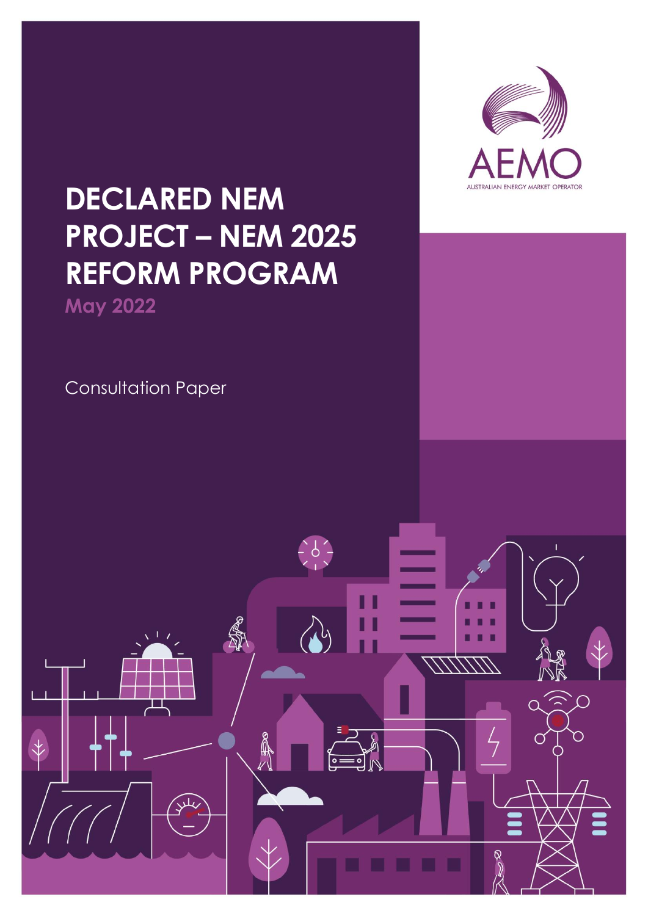AEMO

AUSTRALIAN ENERGY MARKET OPERATOR

# DECLARED NEM PROJECT – NEM 2025 REFORM PROGRAM

May 2022

Consultation Paper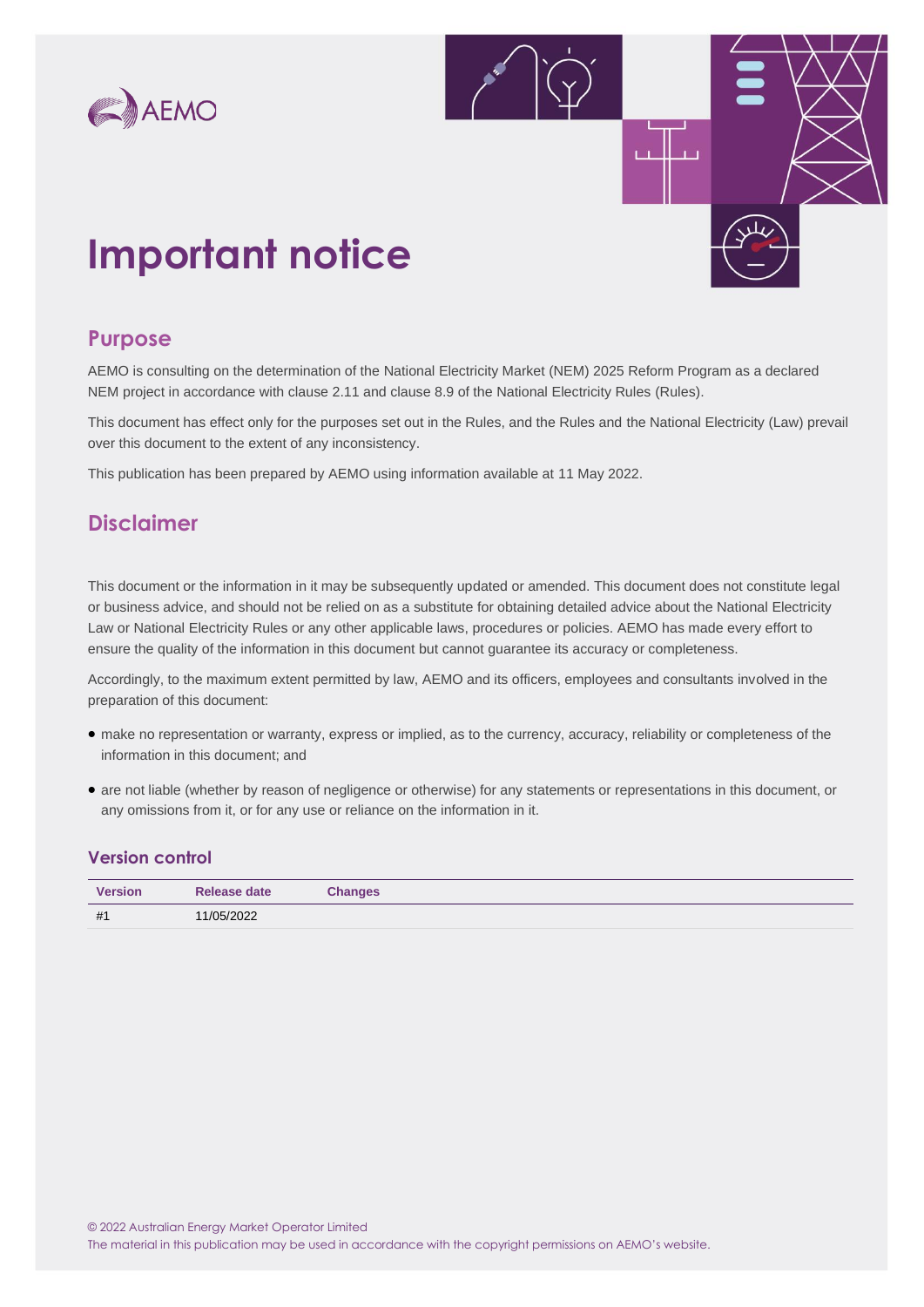# Important notice

## Purpose

AEMO is consulting on the determination of the National Electricity Market (NEM) 2025 Reform Program as a declared NEM project in accordance with clause 2.11 and clause 8.9 of the National Electricity Rules (Rules).

This document has effect only for the purposes set out in the Rules, and the Rules and the National Electricity (Law) prevail over this document to the extent of any inconsistency.

This publication has been prepared by AEMO using information available at 11 May 2022.

## Disclaimer

This document or the information in it may be subsequently updated or amended. This document does not constitute legal or business advice, and should not be relied on as a substitute for obtaining detailed advice about the National Electricity Law or National Electricity Rules or any other applicable laws, procedures or policies. AEMO has made every effort to ensure the quality of the information in this document but cannot guarantee its accuracy or completeness.

Accordingly, to the maximum extent permitted by law, AEMO and its officers, employees and consultants involved in the preparation of this document:

- make no representation or warranty, express or implied, as to the currency, accuracy, reliability or completeness of the information in this document; and
- are not liable (whether by reason of negligence or otherwise) for any statements or representations in this document, or any omissions from it, or for any use or reliance on the information in it.

### Version control

| Version | Release date | Changes |
|---|---|---|
| #1 | 11/05/2022 | |

© 2022 Australian Energy Market Operator Limited
The material in this publication may be used in accordance with the copyright permissions on AEMO's website.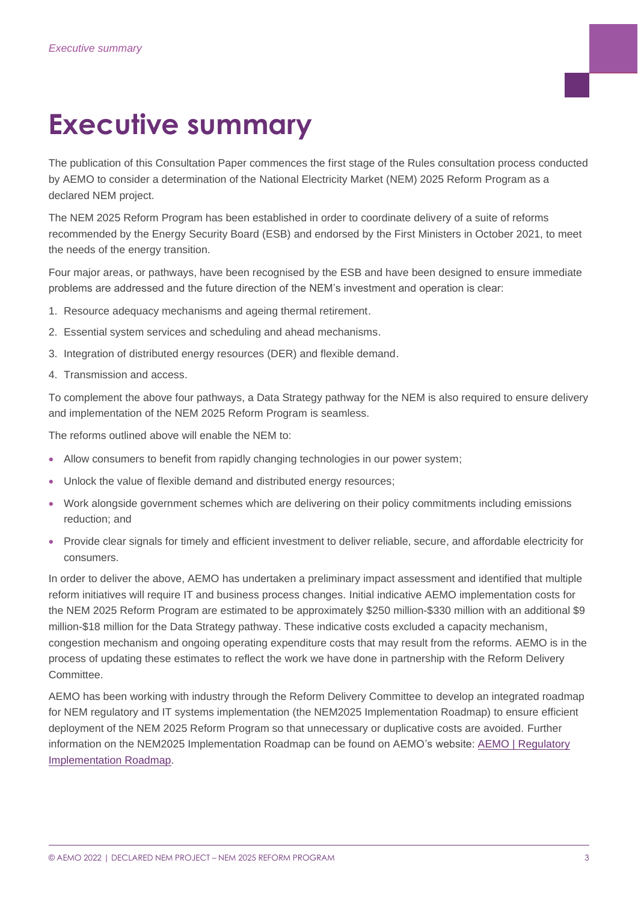# Executive summary

The publication of this Consultation Paper commences the first stage of the Rules consultation process conducted by AEMO to consider a determination of the National Electricity Market (NEM) 2025 Reform Program as a declared NEM project.

The NEM 2025 Reform Program has been established in order to coordinate delivery of a suite of reforms recommended by the Energy Security Board (ESB) and endorsed by the First Ministers in October 2021, to meet the needs of the energy transition.

Four major areas, or pathways, have been recognised by the ESB and have been designed to ensure immediate problems are addressed and the future direction of the NEM's investment and operation is clear:

1. Resource adequacy mechanisms and ageing thermal retirement.
2. Essential system services and scheduling and ahead mechanisms.
3. Integration of distributed energy resources (DER) and flexible demand.
4. Transmission and access.

To complement the above four pathways, a Data Strategy pathway for the NEM is also required to ensure delivery and implementation of the NEM 2025 Reform Program is seamless.

The reforms outlined above will enable the NEM to:

- Allow consumers to benefit from rapidly changing technologies in our power system;
- Unlock the value of flexible demand and distributed energy resources;
- Work alongside government schemes which are delivering on their policy commitments including emissions reduction; and
- Provide clear signals for timely and efficient investment to deliver reliable, secure, and affordable electricity for consumers.

In order to deliver the above, AEMO has undertaken a preliminary impact assessment and identified that multiple reform initiatives will require IT and business process changes. Initial indicative AEMO implementation costs for the NEM 2025 Reform Program are estimated to be approximately $250 million-$330 million with an additional $9 million-$18 million for the Data Strategy pathway. These indicative costs excluded a capacity mechanism, congestion mechanism and ongoing operating expenditure costs that may result from the reforms. AEMO is in the process of updating these estimates to reflect the work we have done in partnership with the Reform Delivery Committee.

AEMO has been working with industry through the Reform Delivery Committee to develop an integrated roadmap for NEM regulatory and IT systems implementation (the NEM2025 Implementation Roadmap) to ensure efficient deployment of the NEM 2025 Reform Program so that unnecessary or duplicative costs are avoided. Further information on the NEM2025 Implementation Roadmap can be found on AEMO's website: [AEMO | Regulatory Implementation Roadmap](AEMO | Regulatory Implementation Roadmap).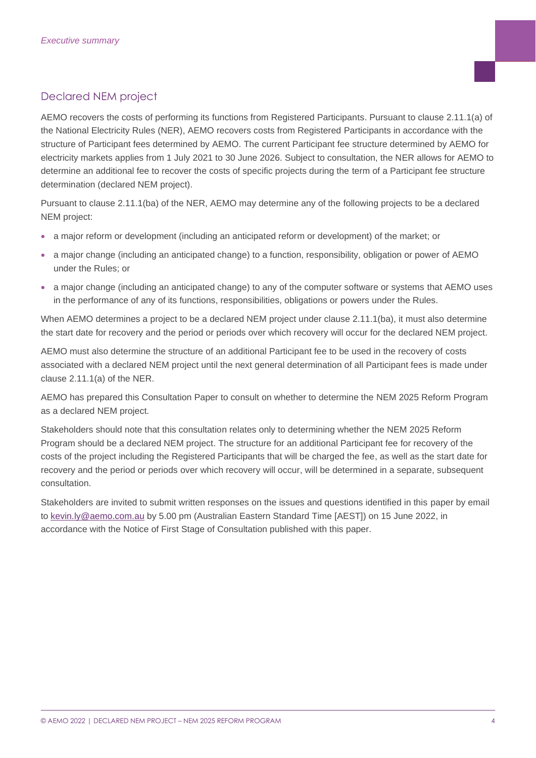## Declared NEM project

AEMO recovers the costs of performing its functions from Registered Participants. Pursuant to clause 2.11.1(a) of the National Electricity Rules (NER), AEMO recovers costs from Registered Participants in accordance with the structure of Participant fees determined by AEMO. The current Participant fee structure determined by AEMO for electricity markets applies from 1 July 2021 to 30 June 2026. Subject to consultation, the NER allows for AEMO to determine an additional fee to recover the costs of specific projects during the term of a Participant fee structure determination (declared NEM project).

Pursuant to clause 2.11.1(ba) of the NER, AEMO may determine any of the following projects to be a declared NEM project:

- a major reform or development (including an anticipated reform or development) of the market; or
- a major change (including an anticipated change) to a function, responsibility, obligation or power of AEMO under the Rules; or
- a major change (including an anticipated change) to any of the computer software or systems that AEMO uses in the performance of any of its functions, responsibilities, obligations or powers under the Rules.

When AEMO determines a project to be a declared NEM project under clause 2.11.1(ba), it must also determine the start date for recovery and the period or periods over which recovery will occur for the declared NEM project.

AEMO must also determine the structure of an additional Participant fee to be used in the recovery of costs associated with a declared NEM project until the next general determination of all Participant fees is made under clause 2.11.1(a) of the NER.

AEMO has prepared this Consultation Paper to consult on whether to determine the NEM 2025 Reform Program as a declared NEM project.

Stakeholders should note that this consultation relates only to determining whether the NEM 2025 Reform Program should be a declared NEM project. The structure for an additional Participant fee for recovery of the costs of the project including the Registered Participants that will be charged the fee, as well as the start date for recovery and the period or periods over which recovery will occur, will be determined in a separate, subsequent consultation.

Stakeholders are invited to submit written responses on the issues and questions identified in this paper by email to kevin.ly@aemo.com.au by 5.00 pm (Australian Eastern Standard Time [AEST]) on 15 June 2022, in accordance with the Notice of First Stage of Consultation published with this paper.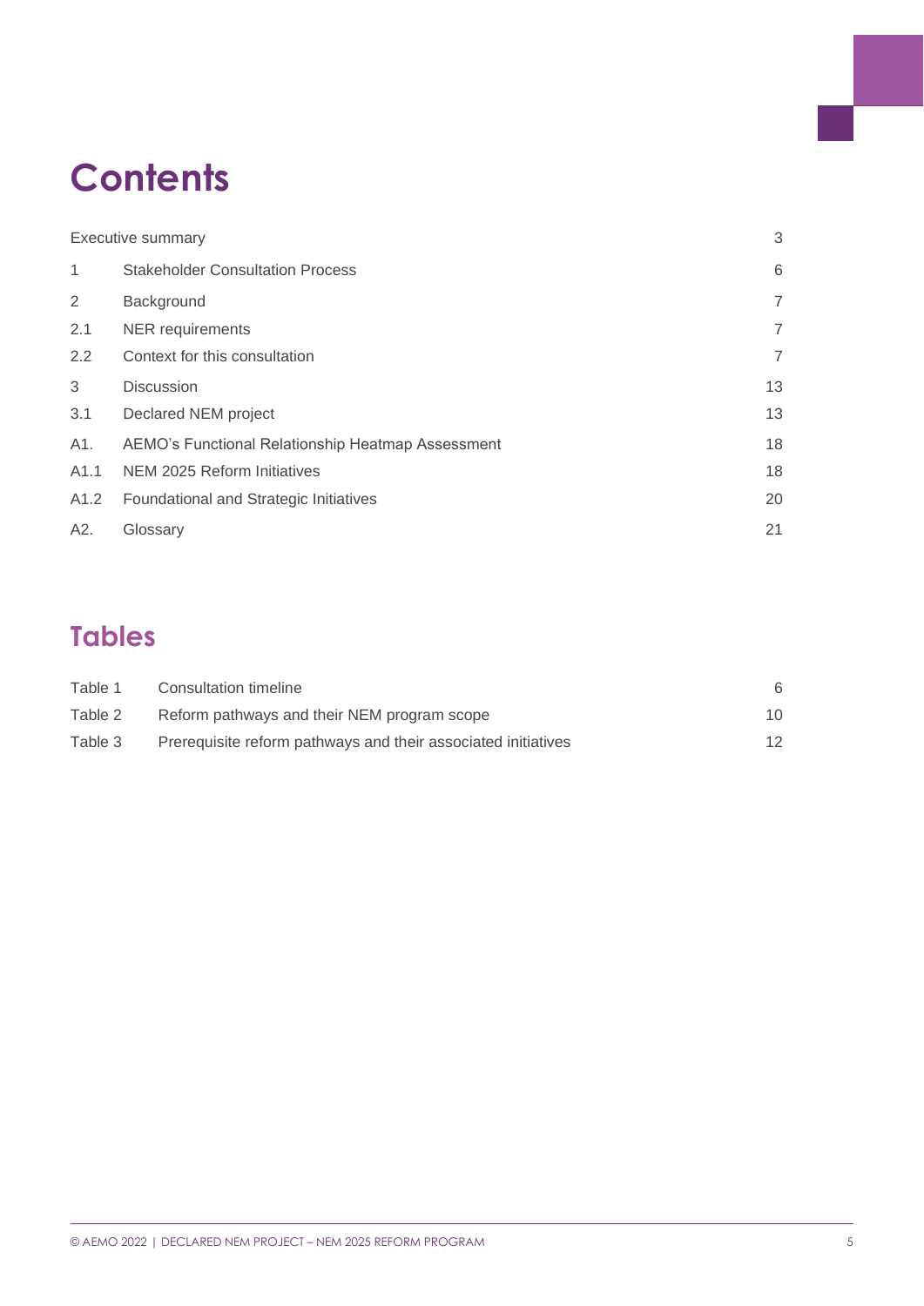# Contents

| | | |
|---|---|---|
| Executive summary | | 3 |
| 1 | Stakeholder Consultation Process | 6 |
| 2 | Background | 7 |
| 2.1 | NER requirements | 7 |
| 2.2 | Context for this consultation | 7 |
| 3 | Discussion | 13 |
| 3.1 | Declared NEM project | 13 |
| A1. | AEMO's Functional Relationship Heatmap Assessment | 18 |
| A1.1 | NEM 2025 Reform Initiatives | 18 |
| A1.2 | Foundational and Strategic Initiatives | 20 |
| A2. | Glossary | 21 |

## Tables

| | | |
|---|---|---|
| Table 1 | Consultation timeline | 6 |
| Table 2 | Reform pathways and their NEM program scope | 10 |
| Table 3 | Prerequisite reform pathways and their associated initiatives | 12 |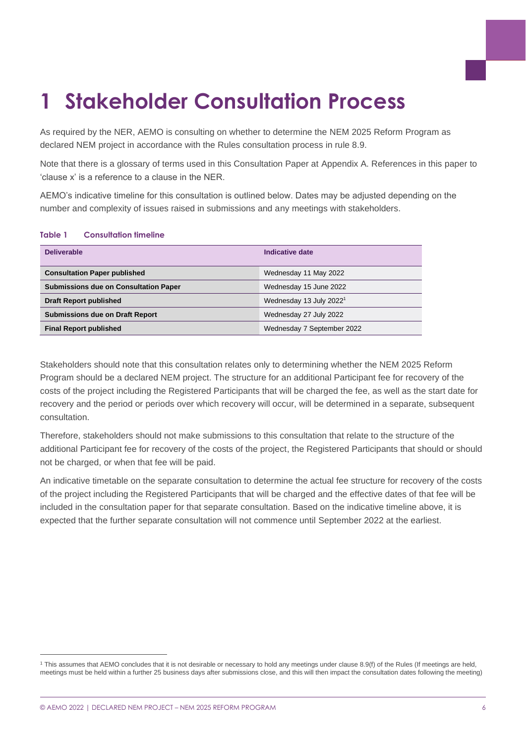# 1 Stakeholder Consultation Process

As required by the NER, AEMO is consulting on whether to determine the NEM 2025 Reform Program as declared NEM project in accordance with the Rules consultation process in rule 8.9.

Note that there is a glossary of terms used in this Consultation Paper at Appendix A. References in this paper to 'clause x' is a reference to a clause in the NER.

AEMO's indicative timeline for this consultation is outlined below. Dates may be adjusted depending on the number and complexity of issues raised in submissions and any meetings with stakeholders.

**Table 1 Consultation timeline**

| Deliverable | Indicative date |
| --- | --- |
| **Consultation Paper published** | Wednesday 11 May 2022 |
| **Submissions due on Consultation Paper** | Wednesday 15 June 2022 |
| **Draft Report published** | Wednesday 13 July 2022[1] |
| **Submissions due on Draft Report** | Wednesday 27 July 2022 |
| **Final Report published** | Wednesday 7 September 2022 |

Stakeholders should note that this consultation relates only to determining whether the NEM 2025 Reform Program should be a declared NEM project. The structure for an additional Participant fee for recovery of the costs of the project including the Registered Participants that will be charged the fee, as well as the start date for recovery and the period or periods over which recovery will occur, will be determined in a separate, subsequent consultation.

Therefore, stakeholders should not make submissions to this consultation that relate to the structure of the additional Participant fee for recovery of the costs of the project, the Registered Participants that should or should not be charged, or when that fee will be paid.

An indicative timetable on the separate consultation to determine the actual fee structure for recovery of the costs of the project including the Registered Participants that will be charged and the effective dates of that fee will be included in the consultation paper for that separate consultation. Based on the indicative timeline above, it is expected that the further separate consultation will not commence until September 2022 at the earliest.

[1] This assumes that AEMO concludes that it is not desirable or necessary to hold any meetings under clause 8.9(f) of the Rules (If meetings are held, meetings must be held within a further 25 business days after submissions close, and this will then impact the consultation dates following the meeting)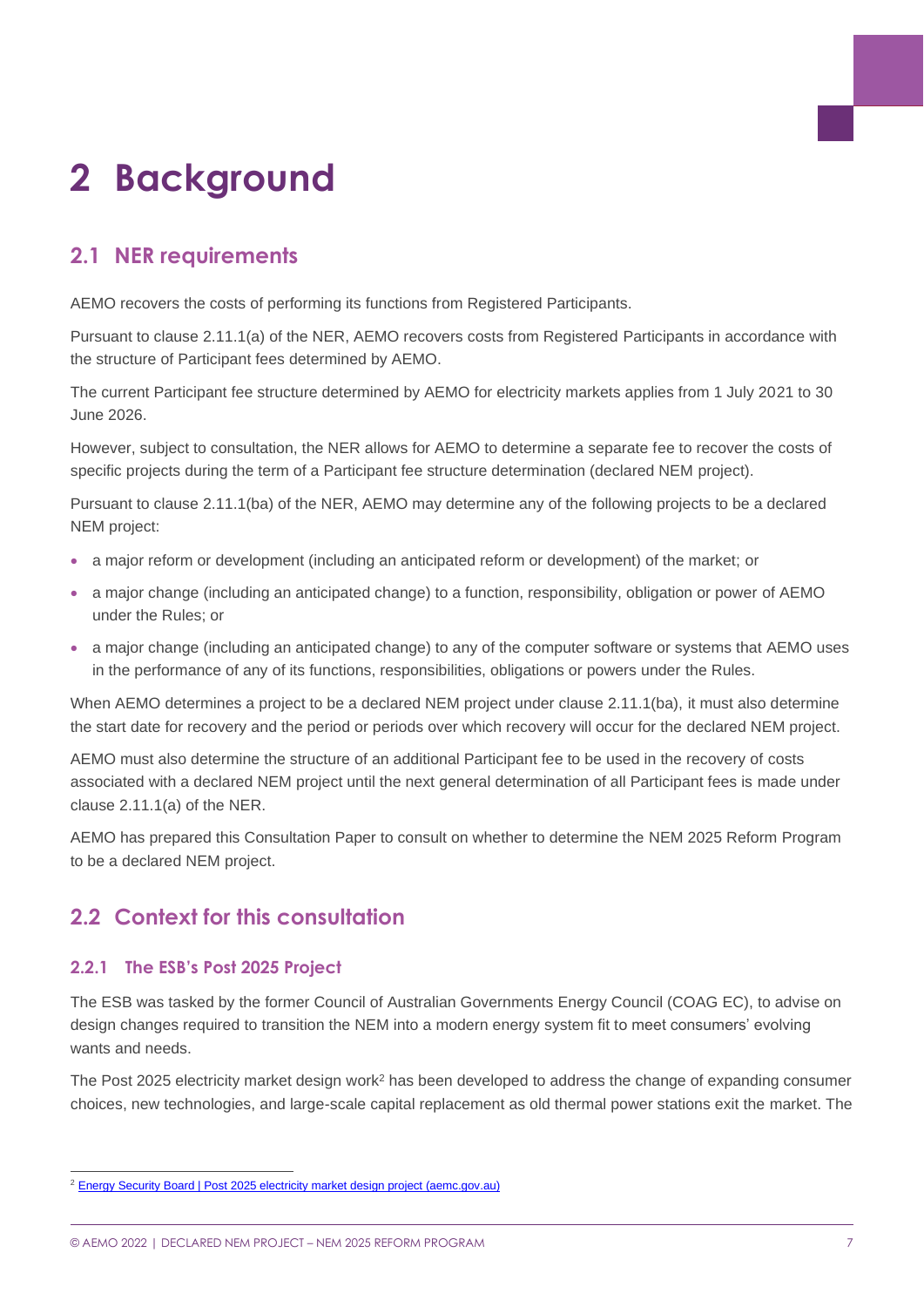# 2 Background

## 2.1 NER requirements

AEMO recovers the costs of performing its functions from Registered Participants.

Pursuant to clause 2.11.1(a) of the NER, AEMO recovers costs from Registered Participants in accordance with the structure of Participant fees determined by AEMO.

The current Participant fee structure determined by AEMO for electricity markets applies from 1 July 2021 to 30 June 2026.

However, subject to consultation, the NER allows for AEMO to determine a separate fee to recover the costs of specific projects during the term of a Participant fee structure determination (declared NEM project).

Pursuant to clause 2.11.1(ba) of the NER, AEMO may determine any of the following projects to be a declared NEM project:

- a major reform or development (including an anticipated reform or development) of the market; or
- a major change (including an anticipated change) to a function, responsibility, obligation or power of AEMO under the Rules; or
- a major change (including an anticipated change) to any of the computer software or systems that AEMO uses in the performance of any of its functions, responsibilities, obligations or powers under the Rules.

When AEMO determines a project to be a declared NEM project under clause 2.11.1(ba), it must also determine the start date for recovery and the period or periods over which recovery will occur for the declared NEM project.

AEMO must also determine the structure of an additional Participant fee to be used in the recovery of costs associated with a declared NEM project until the next general determination of all Participant fees is made under clause 2.11.1(a) of the NER.

AEMO has prepared this Consultation Paper to consult on whether to determine the NEM 2025 Reform Program to be a declared NEM project.

## 2.2 Context for this consultation

### 2.2.1 The ESB's Post 2025 Project

The ESB was tasked by the former Council of Australian Governments Energy Council (COAG EC), to advise on design changes required to transition the NEM into a modern energy system fit to meet consumers' evolving wants and needs.

The Post 2025 electricity market design work[2] has been developed to address the change of expanding consumer choices, new technologies, and large-scale capital replacement as old thermal power stations exit the market. The

[2] Energy Security Board | Post 2025 electricity market design project (aemc.gov.au)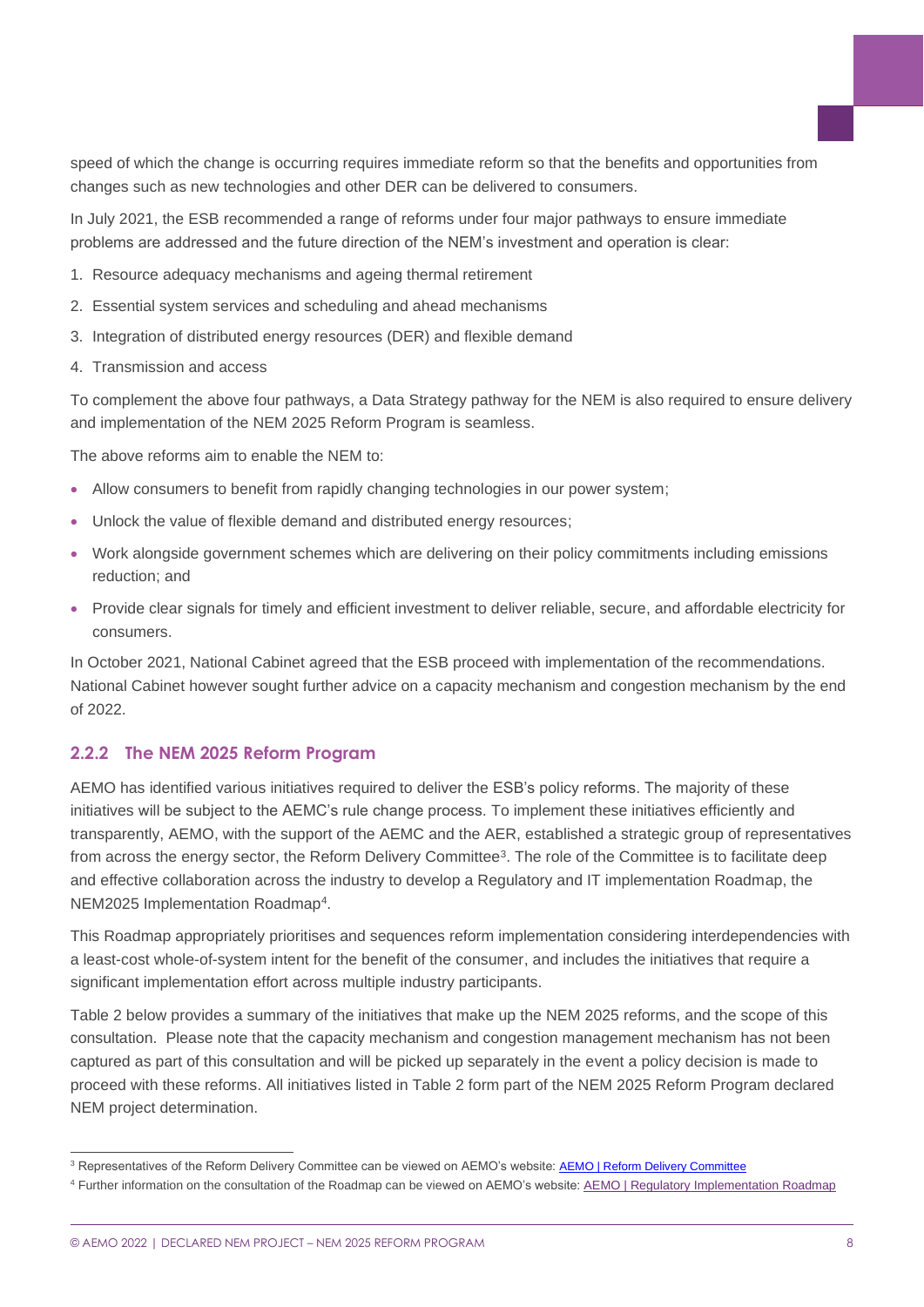speed of which the change is occurring requires immediate reform so that the benefits and opportunities from changes such as new technologies and other DER can be delivered to consumers.

In July 2021, the ESB recommended a range of reforms under four major pathways to ensure immediate problems are addressed and the future direction of the NEM's investment and operation is clear:

1. Resource adequacy mechanisms and ageing thermal retirement
2. Essential system services and scheduling and ahead mechanisms
3. Integration of distributed energy resources (DER) and flexible demand
4. Transmission and access

To complement the above four pathways, a Data Strategy pathway for the NEM is also required to ensure delivery and implementation of the NEM 2025 Reform Program is seamless.

The above reforms aim to enable the NEM to:

- Allow consumers to benefit from rapidly changing technologies in our power system;
- Unlock the value of flexible demand and distributed energy resources;
- Work alongside government schemes which are delivering on their policy commitments including emissions reduction; and
- Provide clear signals for timely and efficient investment to deliver reliable, secure, and affordable electricity for consumers.

In October 2021, National Cabinet agreed that the ESB proceed with implementation of the recommendations. National Cabinet however sought further advice on a capacity mechanism and congestion mechanism by the end of 2022.

### 2.2.2 The NEM 2025 Reform Program

AEMO has identified various initiatives required to deliver the ESB's policy reforms. The majority of these initiatives will be subject to the AEMC's rule change process. To implement these initiatives efficiently and transparently, AEMO, with the support of the AEMC and the AER, established a strategic group of representatives from across the energy sector, the Reform Delivery Committee[3]. The role of the Committee is to facilitate deep and effective collaboration across the industry to develop a Regulatory and IT implementation Roadmap, the NEM2025 Implementation Roadmap[4].

This Roadmap appropriately prioritises and sequences reform implementation considering interdependencies with a least-cost whole-of-system intent for the benefit of the consumer, and includes the initiatives that require a significant implementation effort across multiple industry participants.

Table 2 below provides a summary of the initiatives that make up the NEM 2025 reforms, and the scope of this consultation. Please note that the capacity mechanism and congestion management mechanism has not been captured as part of this consultation and will be picked up separately in the event a policy decision is made to proceed with these reforms. All initiatives listed in Table 2 form part of the NEM 2025 Reform Program declared NEM project determination.

---

[3] Representatives of the Reform Delivery Committee can be viewed on AEMO's website: AEMO | Reform Delivery Committee

[4] Further information on the consultation of the Roadmap can be viewed on AEMO's website: AEMO | Regulatory Implementation Roadmap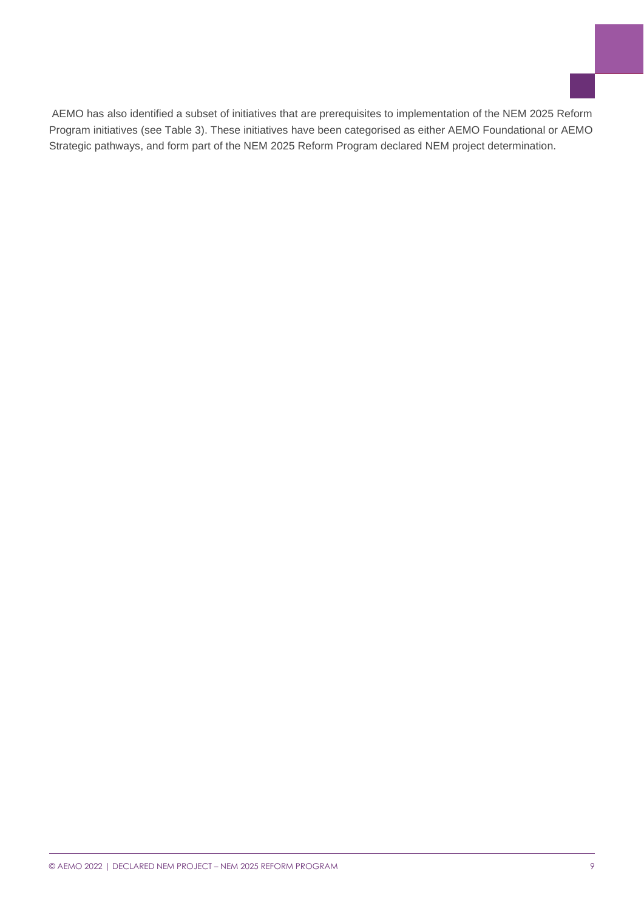AEMO has also identified a subset of initiatives that are prerequisites to implementation of the NEM 2025 Reform Program initiatives (see Table 3). These initiatives have been categorised as either AEMO Foundational or AEMO Strategic pathways, and form part of the NEM 2025 Reform Program declared NEM project determination.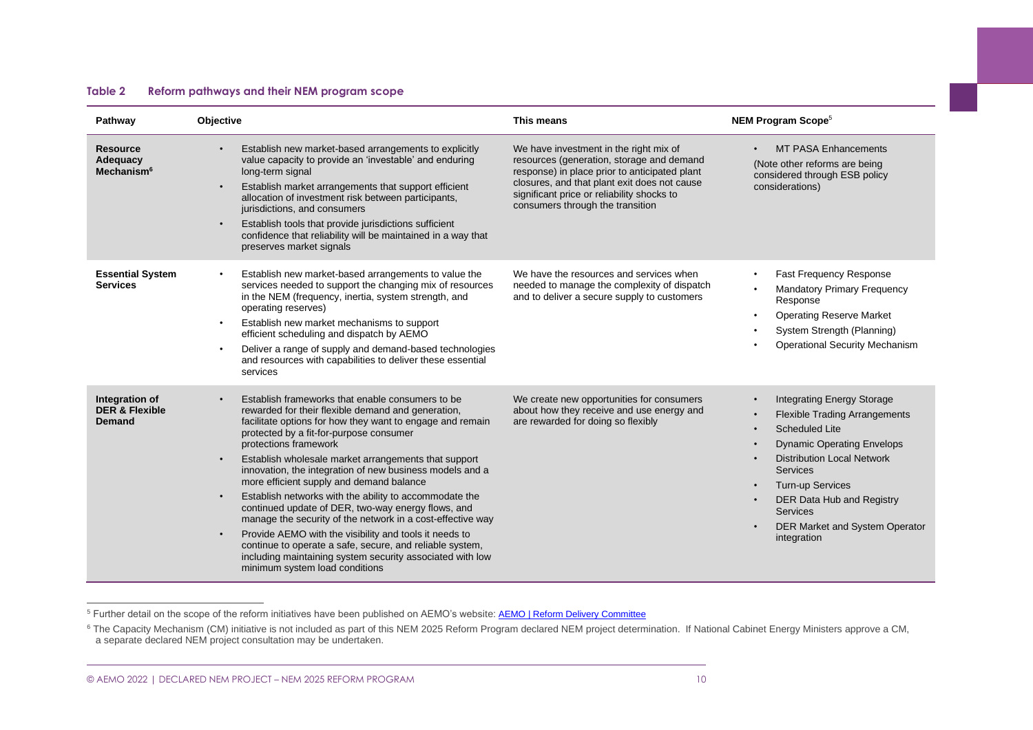**Table 2 Reform pathways and their NEM program scope**

| Pathway | Objective | This means | NEM Program Scope[5] |
| --- | --- | --- | --- |
| **Resource Adequacy Mechanism[6]** | • Establish new market-based arrangements to explicitly value capacity to provide an 'investable' and enduring long-term signal<br>• Establish market arrangements that support efficient allocation of investment risk between participants, jurisdictions, and consumers<br>• Establish tools that provide jurisdictions sufficient confidence that reliability will be maintained in a way that preserves market signals | We have investment in the right mix of resources (generation, storage and demand response) in place prior to anticipated plant closures, and that plant exit does not cause significant price or reliability shocks to consumers through the transition | • MT PASA Enhancements<br>(Note other reforms are being considered through ESB policy considerations) |
| **Essential System Services** | • Establish new market-based arrangements to value the services needed to support the changing mix of resources in the NEM (frequency, inertia, system strength, and operating reserves)<br>• Establish new market mechanisms to support efficient scheduling and dispatch by AEMO<br>• Deliver a range of supply and demand-based technologies and resources with capabilities to deliver these essential services | We have the resources and services when needed to manage the complexity of dispatch and to deliver a secure supply to customers | • Fast Frequency Response<br>• Mandatory Primary Frequency Response<br>• Operating Reserve Market<br>• System Strength (Planning)<br>• Operational Security Mechanism |
| **Integration of DER & Flexible Demand** | • Establish frameworks that enable consumers to be rewarded for their flexible demand and generation, facilitate options for how they want to engage and remain protected by a fit-for-purpose consumer protections framework<br>• Establish wholesale market arrangements that support innovation, the integration of new business models and a more efficient supply and demand balance<br>• Establish networks with the ability to accommodate the continued update of DER, two-way energy flows, and manage the security of the network in a cost-effective way<br>• Provide AEMO with the visibility and tools it needs to continue to operate a safe, secure, and reliable system, including maintaining system security associated with low minimum system load conditions | We create new opportunities for consumers about how they receive and use energy and are rewarded for doing so flexibly | • Integrating Energy Storage<br>• Flexible Trading Arrangements<br>• Scheduled Lite<br>• Dynamic Operating Envelops<br>• Distribution Local Network Services<br>• Turn-up Services<br>• DER Data Hub and Registry Services<br>• DER Market and System Operator integration |

[5] Further detail on the scope of the reform initiatives have been published on AEMO's website: AEMO | Reform Delivery Committee

[6] The Capacity Mechanism (CM) initiative is not included as part of this NEM 2025 Reform Program declared NEM project determination. If National Cabinet Energy Ministers approve a CM, a separate declared NEM project consultation may be undertaken.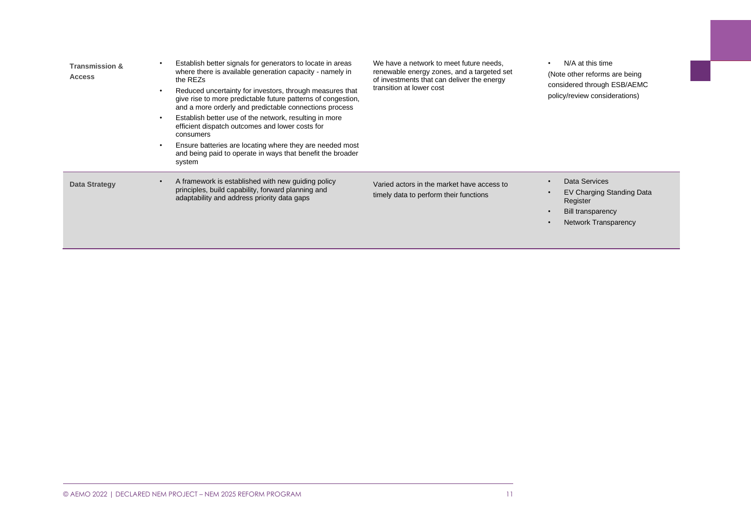| | | | |
|---|---|---|---|
| **Transmission & Access** | • Establish better signals for generators to locate in areas where there is available generation capacity - namely in the REZs<br>• Reduced uncertainty for investors, through measures that give rise to more predictable future patterns of congestion, and a more orderly and predictable connections process<br>• Establish better use of the network, resulting in more efficient dispatch outcomes and lower costs for consumers<br>• Ensure batteries are locating where they are needed most and being paid to operate in ways that benefit the broader system | We have a network to meet future needs, renewable energy zones, and a targeted set of investments that can deliver the energy transition at lower cost | • N/A at this time<br>(Note other reforms are being considered through ESB/AEMC policy/review considerations) |
| **Data Strategy** | • A framework is established with new guiding policy principles, build capability, forward planning and adaptability and address priority data gaps | Varied actors in the market have access to timely data to perform their functions | • Data Services<br>• EV Charging Standing Data Register<br>• Bill transparency<br>• Network Transparency |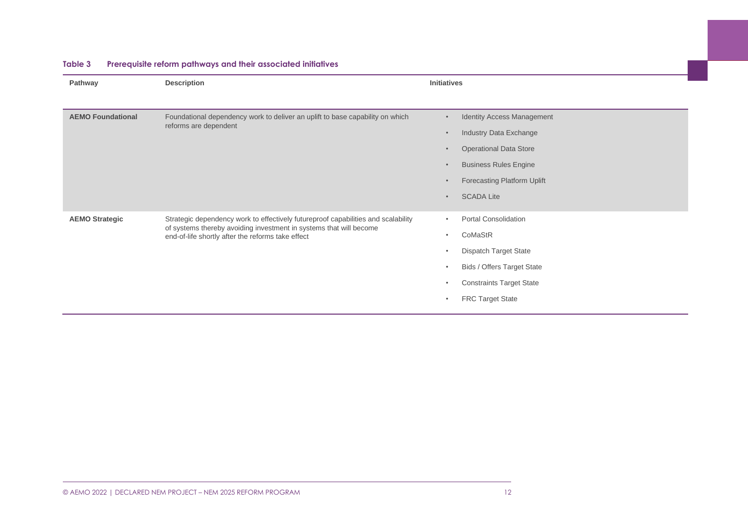**Table 3 Prerequisite reform pathways and their associated initiatives**

| Pathway | Description | Initiatives |
|---|---|---|
| **AEMO Foundational** | Foundational dependency work to deliver an uplift to base capability on which reforms are dependent | • Identity Access Management<br>• Industry Data Exchange<br>• Operational Data Store<br>• Business Rules Engine<br>• Forecasting Platform Uplift<br>• SCADA Lite |
| **AEMO Strategic** | Strategic dependency work to effectively futureproof capabilities and scalability of systems thereby avoiding investment in systems that will become end-of-life shortly after the reforms take effect | • Portal Consolidation<br>• CoMaStR<br>• Dispatch Target State<br>• Bids / Offers Target State<br>• Constraints Target State<br>• FRC Target State |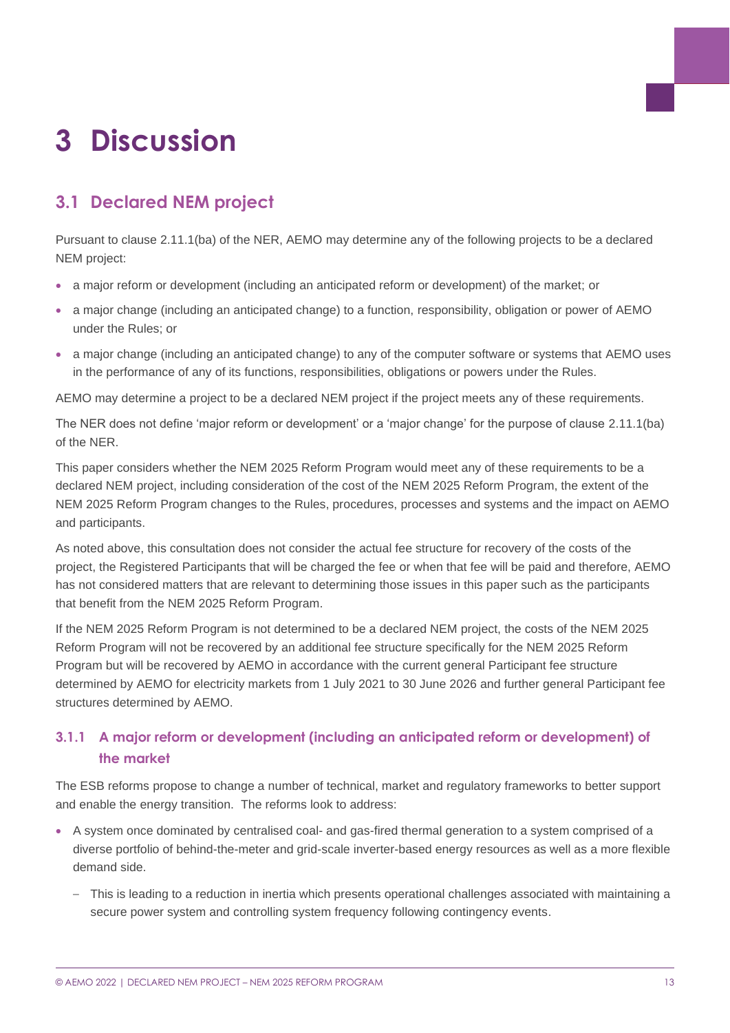# 3 Discussion

## 3.1 Declared NEM project

Pursuant to clause 2.11.1(ba) of the NER, AEMO may determine any of the following projects to be a declared NEM project:

- a major reform or development (including an anticipated reform or development) of the market; or
- a major change (including an anticipated change) to a function, responsibility, obligation or power of AEMO under the Rules; or
- a major change (including an anticipated change) to any of the computer software or systems that AEMO uses in the performance of any of its functions, responsibilities, obligations or powers under the Rules.

AEMO may determine a project to be a declared NEM project if the project meets any of these requirements.

The NER does not define 'major reform or development' or a 'major change' for the purpose of clause 2.11.1(ba) of the NER.

This paper considers whether the NEM 2025 Reform Program would meet any of these requirements to be a declared NEM project, including consideration of the cost of the NEM 2025 Reform Program, the extent of the NEM 2025 Reform Program changes to the Rules, procedures, processes and systems and the impact on AEMO and participants.

As noted above, this consultation does not consider the actual fee structure for recovery of the costs of the project, the Registered Participants that will be charged the fee or when that fee will be paid and therefore, AEMO has not considered matters that are relevant to determining those issues in this paper such as the participants that benefit from the NEM 2025 Reform Program.

If the NEM 2025 Reform Program is not determined to be a declared NEM project, the costs of the NEM 2025 Reform Program will not be recovered by an additional fee structure specifically for the NEM 2025 Reform Program but will be recovered by AEMO in accordance with the current general Participant fee structure determined by AEMO for electricity markets from 1 July 2021 to 30 June 2026 and further general Participant fee structures determined by AEMO.

### 3.1.1 A major reform or development (including an anticipated reform or development) of the market

The ESB reforms propose to change a number of technical, market and regulatory frameworks to better support and enable the energy transition. The reforms look to address:

- A system once dominated by centralised coal- and gas-fired thermal generation to a system comprised of a diverse portfolio of behind-the-meter and grid-scale inverter-based energy resources as well as a more flexible demand side.
  - This is leading to a reduction in inertia which presents operational challenges associated with maintaining a secure power system and controlling system frequency following contingency events.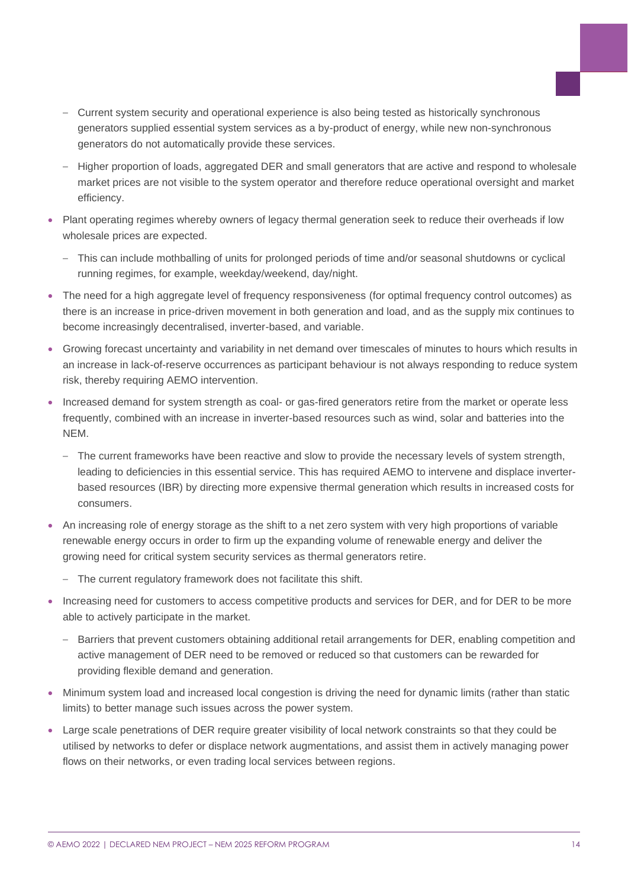- Current system security and operational experience is also being tested as historically synchronous generators supplied essential system services as a by-product of energy, while new non-synchronous generators do not automatically provide these services.
  - Higher proportion of loads, aggregated DER and small generators that are active and respond to wholesale market prices are not visible to the system operator and therefore reduce operational oversight and market efficiency.
- Plant operating regimes whereby owners of legacy thermal generation seek to reduce their overheads if low wholesale prices are expected.
  - This can include mothballing of units for prolonged periods of time and/or seasonal shutdowns or cyclical running regimes, for example, weekday/weekend, day/night.
- The need for a high aggregate level of frequency responsiveness (for optimal frequency control outcomes) as there is an increase in price-driven movement in both generation and load, and as the supply mix continues to become increasingly decentralised, inverter-based, and variable.
- Growing forecast uncertainty and variability in net demand over timescales of minutes to hours which results in an increase in lack-of-reserve occurrences as participant behaviour is not always responding to reduce system risk, thereby requiring AEMO intervention.
- Increased demand for system strength as coal- or gas-fired generators retire from the market or operate less frequently, combined with an increase in inverter-based resources such as wind, solar and batteries into the NEM.
  - The current frameworks have been reactive and slow to provide the necessary levels of system strength, leading to deficiencies in this essential service. This has required AEMO to intervene and displace inverter-based resources (IBR) by directing more expensive thermal generation which results in increased costs for consumers.
- An increasing role of energy storage as the shift to a net zero system with very high proportions of variable renewable energy occurs in order to firm up the expanding volume of renewable energy and deliver the growing need for critical system security services as thermal generators retire.
  - The current regulatory framework does not facilitate this shift.
- Increasing need for customers to access competitive products and services for DER, and for DER to be more able to actively participate in the market.
  - Barriers that prevent customers obtaining additional retail arrangements for DER, enabling competition and active management of DER need to be removed or reduced so that customers can be rewarded for providing flexible demand and generation.
- Minimum system load and increased local congestion is driving the need for dynamic limits (rather than static limits) to better manage such issues across the power system.
- Large scale penetrations of DER require greater visibility of local network constraints so that they could be utilised by networks to defer or displace network augmentations, and assist them in actively managing power flows on their networks, or even trading local services between regions.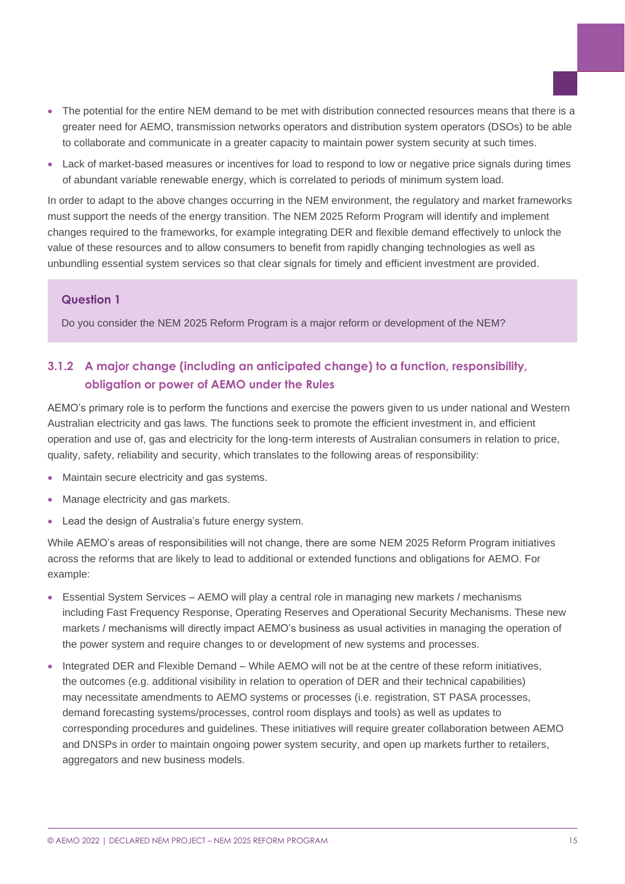- The potential for the entire NEM demand to be met with distribution connected resources means that there is a greater need for AEMO, transmission networks operators and distribution system operators (DSOs) to be able to collaborate and communicate in a greater capacity to maintain power system security at such times.
- Lack of market-based measures or incentives for load to respond to low or negative price signals during times of abundant variable renewable energy, which is correlated to periods of minimum system load.

In order to adapt to the above changes occurring in the NEM environment, the regulatory and market frameworks must support the needs of the energy transition. The NEM 2025 Reform Program will identify and implement changes required to the frameworks, for example integrating DER and flexible demand effectively to unlock the value of these resources and to allow consumers to benefit from rapidly changing technologies as well as unbundling essential system services so that clear signals for timely and efficient investment are provided.

**Question 1**

Do you consider the NEM 2025 Reform Program is a major reform or development of the NEM?

### 3.1.2 A major change (including an anticipated change) to a function, responsibility, obligation or power of AEMO under the Rules

AEMO's primary role is to perform the functions and exercise the powers given to us under national and Western Australian electricity and gas laws. The functions seek to promote the efficient investment in, and efficient operation and use of, gas and electricity for the long-term interests of Australian consumers in relation to price, quality, safety, reliability and security, which translates to the following areas of responsibility:

- Maintain secure electricity and gas systems.
- Manage electricity and gas markets.
- Lead the design of Australia's future energy system.

While AEMO's areas of responsibilities will not change, there are some NEM 2025 Reform Program initiatives across the reforms that are likely to lead to additional or extended functions and obligations for AEMO. For example:

- Essential System Services – AEMO will play a central role in managing new markets / mechanisms including Fast Frequency Response, Operating Reserves and Operational Security Mechanisms. These new markets / mechanisms will directly impact AEMO's business as usual activities in managing the operation of the power system and require changes to or development of new systems and processes.
- Integrated DER and Flexible Demand – While AEMO will not be at the centre of these reform initiatives, the outcomes (e.g. additional visibility in relation to operation of DER and their technical capabilities) may necessitate amendments to AEMO systems or processes (i.e. registration, ST PASA processes, demand forecasting systems/processes, control room displays and tools) as well as updates to corresponding procedures and guidelines. These initiatives will require greater collaboration between AEMO and DNSPs in order to maintain ongoing power system security, and open up markets further to retailers, aggregators and new business models.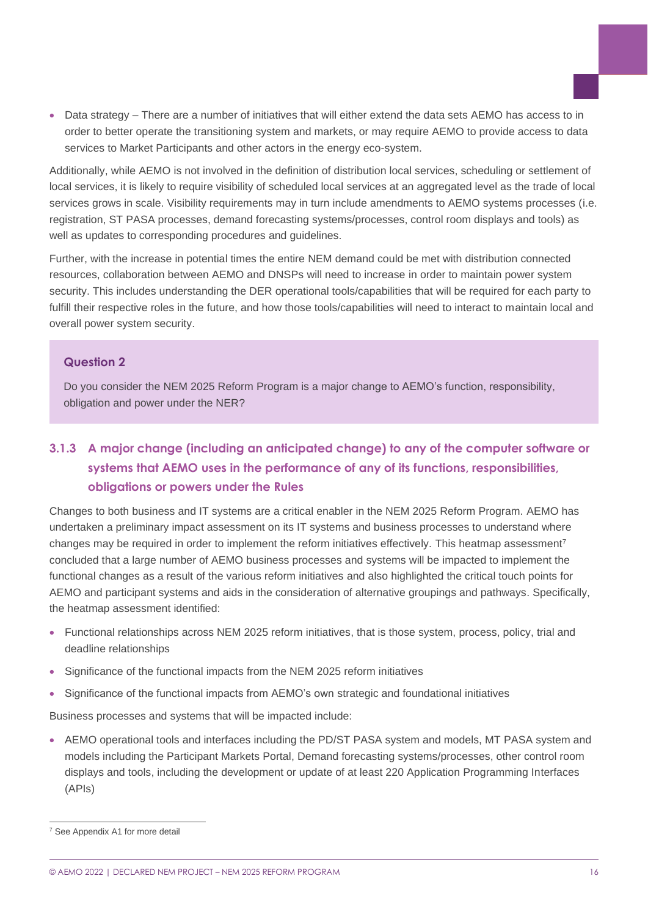- Data strategy – There are a number of initiatives that will either extend the data sets AEMO has access to in order to better operate the transitioning system and markets, or may require AEMO to provide access to data services to Market Participants and other actors in the energy eco-system.

Additionally, while AEMO is not involved in the definition of distribution local services, scheduling or settlement of local services, it is likely to require visibility of scheduled local services at an aggregated level as the trade of local services grows in scale. Visibility requirements may in turn include amendments to AEMO systems processes (i.e. registration, ST PASA processes, demand forecasting systems/processes, control room displays and tools) as well as updates to corresponding procedures and guidelines.

Further, with the increase in potential times the entire NEM demand could be met with distribution connected resources, collaboration between AEMO and DNSPs will need to increase in order to maintain power system security. This includes understanding the DER operational tools/capabilities that will be required for each party to fulfill their respective roles in the future, and how those tools/capabilities will need to interact to maintain local and overall power system security.

> **Question 2**
>
> Do you consider the NEM 2025 Reform Program is a major change to AEMO's function, responsibility, obligation and power under the NER?

### 3.1.3 A major change (including an anticipated change) to any of the computer software or systems that AEMO uses in the performance of any of its functions, responsibilities, obligations or powers under the Rules

Changes to both business and IT systems are a critical enabler in the NEM 2025 Reform Program. AEMO has undertaken a preliminary impact assessment on its IT systems and business processes to understand where changes may be required in order to implement the reform initiatives effectively. This heatmap assessment[7] concluded that a large number of AEMO business processes and systems will be impacted to implement the functional changes as a result of the various reform initiatives and also highlighted the critical touch points for AEMO and participant systems and aids in the consideration of alternative groupings and pathways. Specifically, the heatmap assessment identified:

- Functional relationships across NEM 2025 reform initiatives, that is those system, process, policy, trial and deadline relationships
- Significance of the functional impacts from the NEM 2025 reform initiatives
- Significance of the functional impacts from AEMO's own strategic and foundational initiatives

Business processes and systems that will be impacted include:

- AEMO operational tools and interfaces including the PD/ST PASA system and models, MT PASA system and models including the Participant Markets Portal, Demand forecasting systems/processes, other control room displays and tools, including the development or update of at least 220 Application Programming Interfaces (APIs)

[7] See Appendix A1 for more detail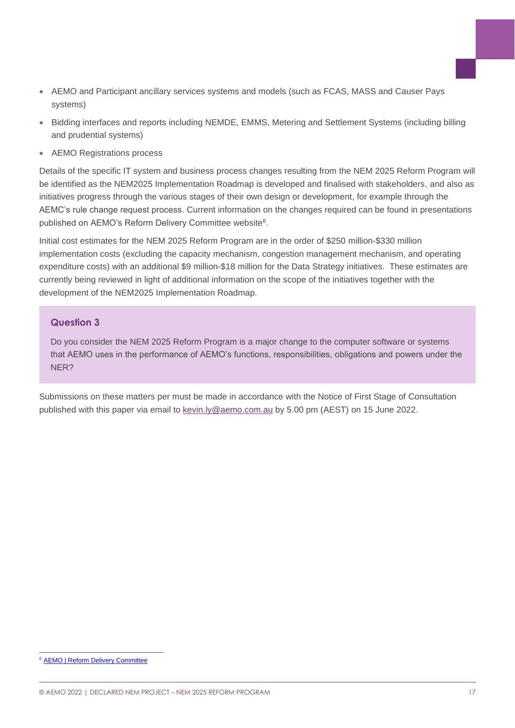- AEMO and Participant ancillary services systems and models (such as FCAS, MASS and Causer Pays systems)
- Bidding interfaces and reports including NEMDE, EMMS, Metering and Settlement Systems (including billing and prudential systems)
- AEMO Registrations process

Details of the specific IT system and business process changes resulting from the NEM 2025 Reform Program will be identified as the NEM2025 Implementation Roadmap is developed and finalised with stakeholders, and also as initiatives progress through the various stages of their own design or development, for example through the AEMC's rule change request process. Current information on the changes required can be found in presentations published on AEMO's Reform Delivery Committee website[8].

Initial cost estimates for the NEM 2025 Reform Program are in the order of $250 million-$330 million implementation costs (excluding the capacity mechanism, congestion management mechanism, and operating expenditure costs) with an additional $9 million-$18 million for the Data Strategy initiatives. These estimates are currently being reviewed in light of additional information on the scope of the initiatives together with the development of the NEM2025 Implementation Roadmap.

### Question 3

Do you consider the NEM 2025 Reform Program is a major change to the computer software or systems that AEMO uses in the performance of AEMO's functions, responsibilities, obligations and powers under the NER?

Submissions on these matters per must be made in accordance with the Notice of First Stage of Consultation published with this paper via email to kevin.ly@aemo.com.au by 5.00 pm (AEST) on 15 June 2022.

[8] AEMO | Reform Delivery Committee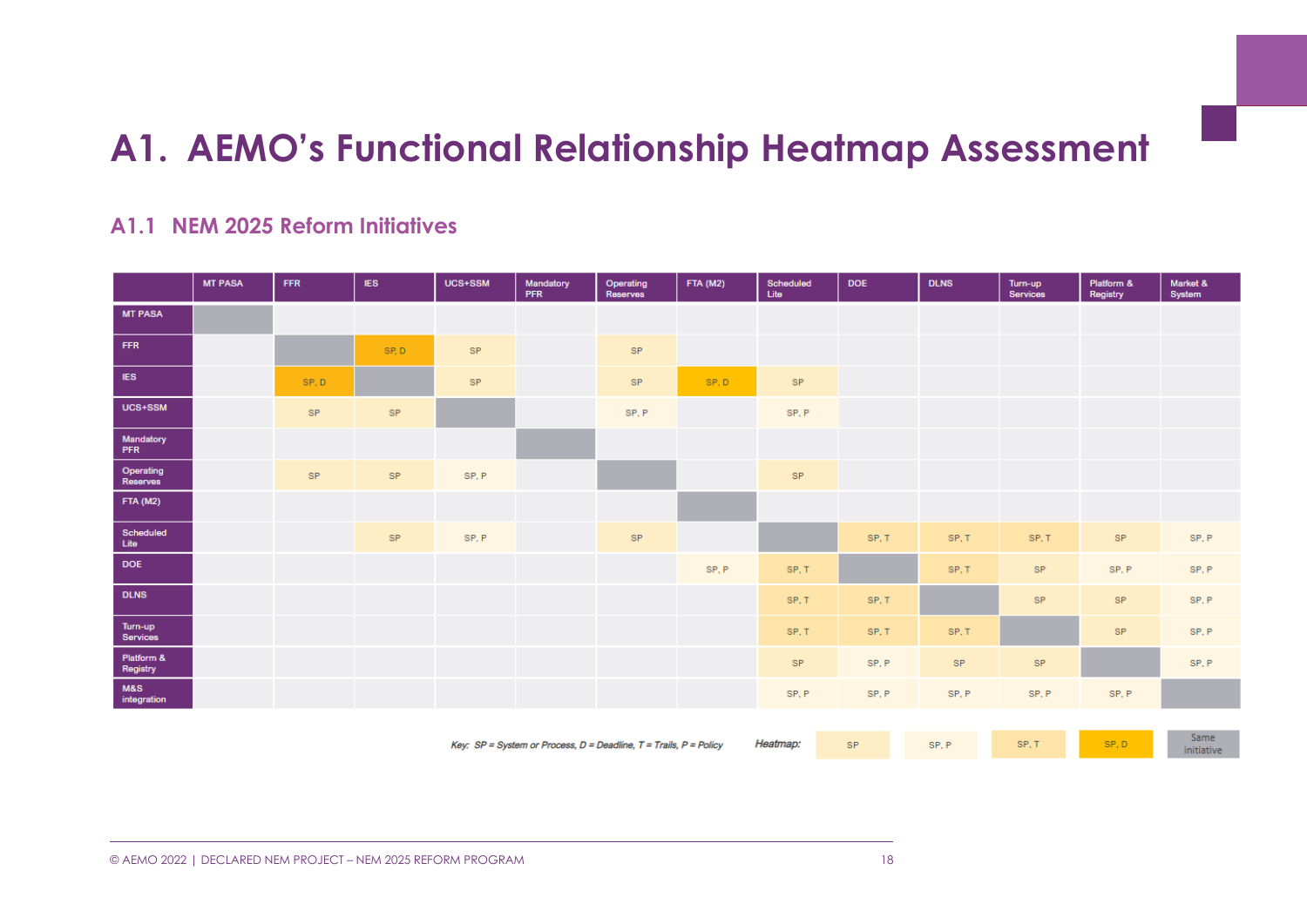# A1. AEMO's Functional Relationship Heatmap Assessment

## A1.1 NEM 2025 Reform Initiatives

| | MT PASA | FFR | IES | UCS+SSM | Mandatory PFR | Operating Reserves | FTA (M2) | Scheduled Lite | DOE | DLNS | Turn-up Services | Platform & Registry | Market & System |
|---|---|---|---|---|---|---|---|---|---|---|---|---|---|
| MT PASA | | | | | | | | | | | | | |
| FFR | | | SP, D | SP | | SP | | | | | | | |
| IES | | SP, D | | SP | | SP | SP, D | SP | | | | | |
| UCS+SSM | | SP | SP | | | SP, P | | SP, P | | | | | |
| Mandatory PFR | | | | | | | | | | | | | |
| Operating Reserves | | SP | SP | SP, P | | | | SP | | | | | |
| FTA (M2) | | | | | | | | | | | | | |
| Scheduled Lite | | | SP | SP, P | | SP | | | SP, T | SP, T | SP, T | SP | SP, P |
| DOE | | | | | | | SP, P | SP, T | | SP, T | SP | SP, P | SP, P |
| DLNS | | | | | | | | SP, T | SP, T | | SP | SP | SP, P |
| Turn-up Services | | | | | | | | SP, T | SP, T | SP, T | | SP | SP, P |
| Platform & Registry | | | | | | | | SP | SP, P | SP | SP | | SP, P |
| M&S integration | | | | | | | | SP, P | SP, P | SP, P | SP, P | SP, P | |

*Key: SP = System or Process, D = Deadline, T = Trails, P = Policy*

*Heatmap:* SP | SP, P | SP, T | SP, D | Same initiative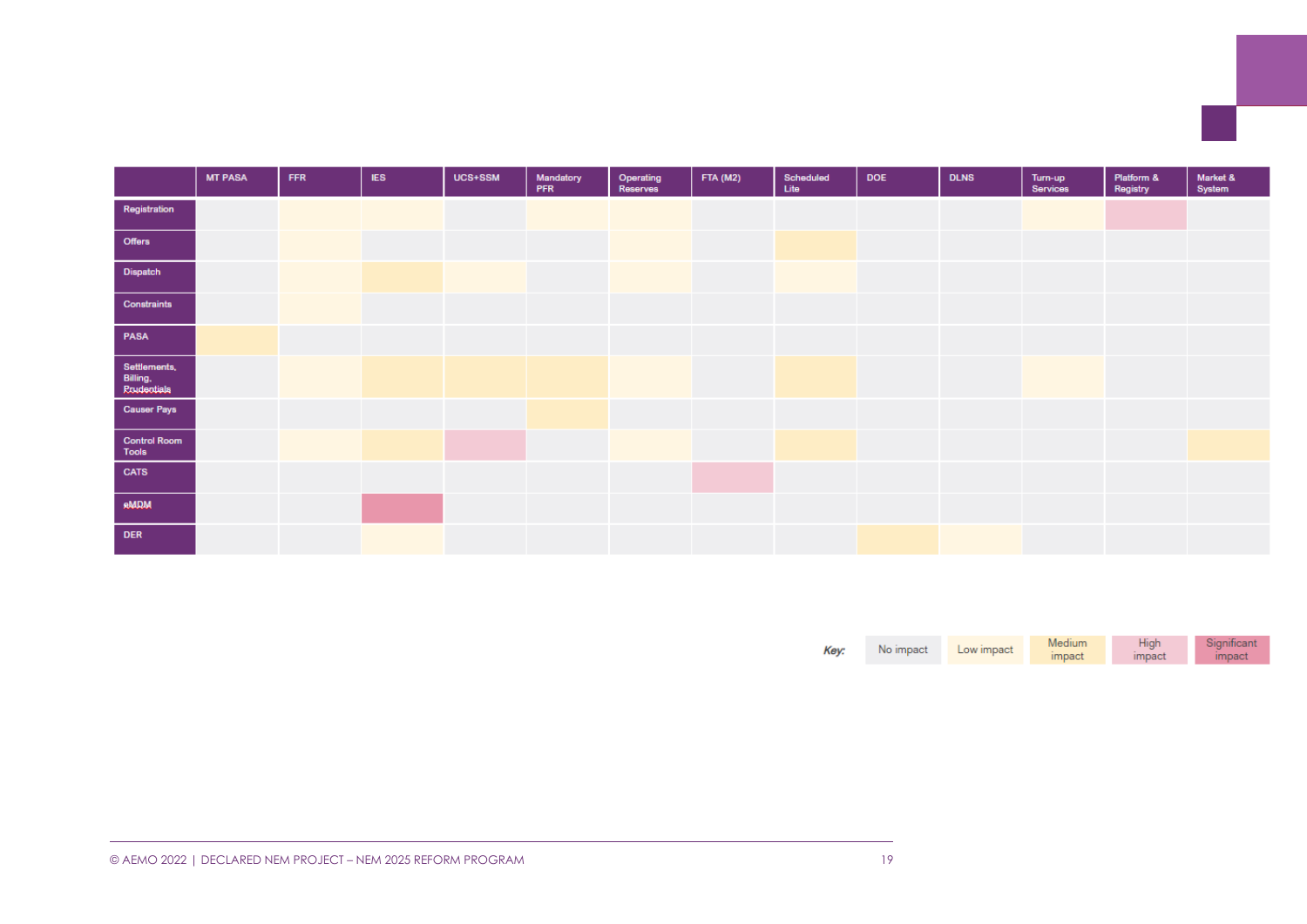| | MT PASA | FFR | IES | UCS+SSM | Mandatory PFR | Operating Reserves | FTA (M2) | Scheduled Lite | DOE | DLNS | Turn-up Services | Platform & Registry | Market & System |
|---|---|---|---|---|---|---|---|---|---|---|---|---|---|
| **Registration** | No impact | Low impact | Low impact | No impact | Low impact | Low impact | No impact | No impact | No impact | No impact | Low impact | High impact | No impact |
| **Offers** | No impact | Low impact | No impact | No impact | No impact | Low impact | No impact | Medium impact | No impact | No impact | No impact | No impact | No impact |
| **Dispatch** | No impact | Low impact | Medium impact | Low impact | No impact | Low impact | No impact | Low impact | No impact | No impact | No impact | No impact | No impact |
| **Constraints** | No impact | Low impact | No impact | No impact | No impact | No impact | No impact | No impact | No impact | No impact | No impact | No impact | No impact |
| **PASA** | Medium impact | No impact | No impact | No impact | No impact | No impact | No impact | No impact | No impact | No impact | No impact | No impact | No impact |
| **Settlements, Billing, Prudentials** | No impact | Low impact | Medium impact | Medium impact | Medium impact | Low impact | No impact | Medium impact | No impact | No impact | Low impact | No impact | No impact |
| **Causer Pays** | No impact | No impact | No impact | No impact | Medium impact | No impact | No impact | No impact | No impact | No impact | No impact | No impact | No impact |
| **Control Room Tools** | No impact | Low impact | Medium impact | High impact | No impact | Low impact | No impact | Medium impact | No impact | No impact | No impact | No impact | Medium impact |
| **CATS** | No impact | No impact | No impact | No impact | No impact | No impact | High impact | No impact | No impact | No impact | No impact | No impact | No impact |
| **eMDM** | No impact | No impact | Significant impact | No impact | No impact | No impact | No impact | No impact | No impact | No impact | No impact | No impact | No impact |
| **DER** | No impact | No impact | Low impact | No impact | No impact | No impact | No impact | No impact | Medium impact | Low impact | No impact | No impact | No impact |

*Key:* No impact | Low impact | Medium impact | High impact | Significant impact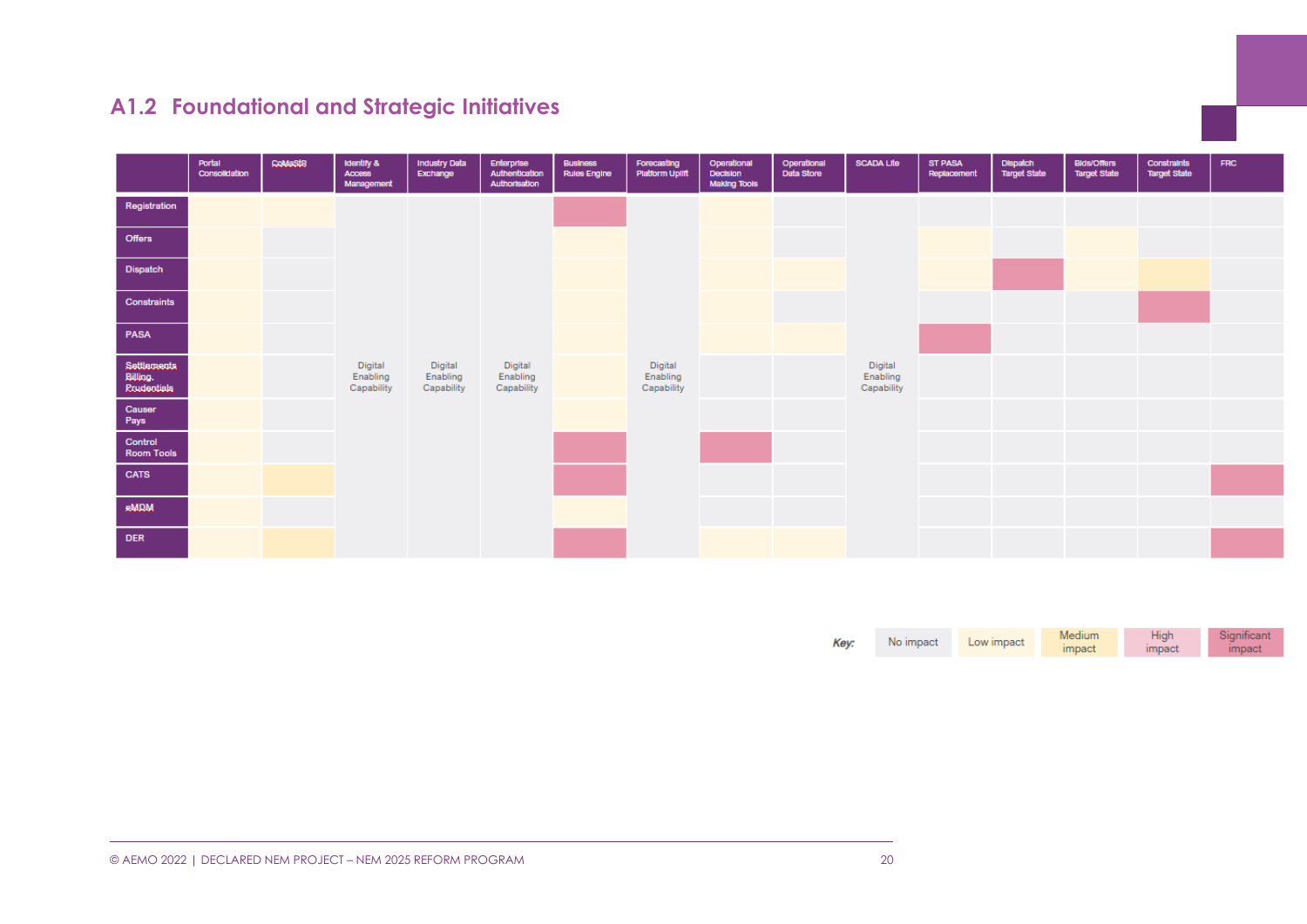## A1.2 Foundational and Strategic Initiatives

| | Portal Consolidation | CoMaSIB | Identity & Access Management | Industry Data Exchange | Enterprise Authentication Authorisation | Business Rules Engine | Forecasting Platform Uplift | Operational Decision Making Tools | Operational Data Store | SCADA Lite | ST PASA Replacement | Dispatch Target State | Bids/Offers Target State | Constraints Target State | FRC |
|---|---|---|---|---|---|---|---|---|---|---|---|---|---|---|---|
| Registration | Low impact | Low impact | Digital Enabling Capability | Digital Enabling Capability | Digital Enabling Capability | Significant impact | Digital Enabling Capability | Low impact | No impact | Digital Enabling Capability | No impact | No impact | No impact | No impact | No impact |
| Offers | Low impact | No impact | | | | Low impact | | Low impact | No impact | | Low impact | No impact | Low impact | No impact | No impact |
| Dispatch | Low impact | No impact | | | | Low impact | | Low impact | Low impact | | Low impact | Significant impact | Low impact | Medium impact | No impact |
| Constraints | Low impact | No impact | | | | Low impact | | Low impact | No impact | | No impact | No impact | No impact | Significant impact | No impact |
| PASA | Low impact | No impact | | | | Low impact | | Low impact | Low impact | | Significant impact | No impact | No impact | No impact | No impact |
| Settlements Billing, Prudentials | Low impact | No impact | | | | Low impact | | No impact | No impact | | No impact | No impact | No impact | No impact | No impact |
| Causer Pays | Low impact | No impact | | | | Low impact | | No impact | No impact | | No impact | No impact | No impact | No impact | No impact |
| Control Room Tools | Low impact | No impact | | | | Significant impact | | Significant impact | No impact | | No impact | No impact | No impact | No impact | No impact |
| CATS | Low impact | Medium impact | | | | Significant impact | | No impact | No impact | | No impact | No impact | No impact | No impact | Significant impact |
| eMDM | Low impact | No impact | | | | Low impact | | No impact | No impact | | No impact | No impact | No impact | No impact | No impact |
| DER | Low impact | Medium impact | | | | Significant impact | | Low impact | Low impact | | No impact | No impact | No impact | No impact | Significant impact |

*Key:* No impact | Low impact | Medium impact | High impact | Significant impact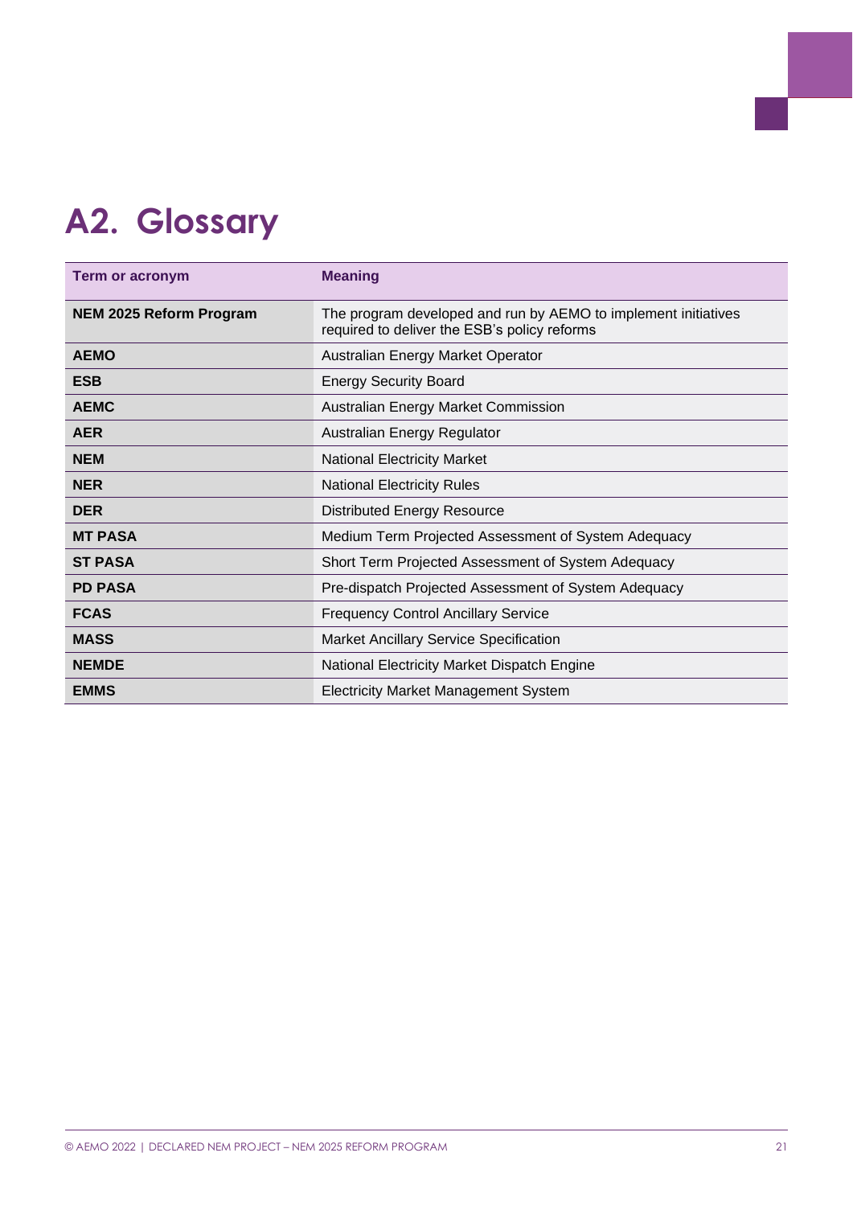# A2. Glossary

| Term or acronym | Meaning |
| --- | --- |
| **NEM 2025 Reform Program** | The program developed and run by AEMO to implement initiatives required to deliver the ESB's policy reforms |
| **AEMO** | Australian Energy Market Operator |
| **ESB** | Energy Security Board |
| **AEMC** | Australian Energy Market Commission |
| **AER** | Australian Energy Regulator |
| **NEM** | National Electricity Market |
| **NER** | National Electricity Rules |
| **DER** | Distributed Energy Resource |
| **MT PASA** | Medium Term Projected Assessment of System Adequacy |
| **ST PASA** | Short Term Projected Assessment of System Adequacy |
| **PD PASA** | Pre-dispatch Projected Assessment of System Adequacy |
| **FCAS** | Frequency Control Ancillary Service |
| **MASS** | Market Ancillary Service Specification |
| **NEMDE** | National Electricity Market Dispatch Engine |
| **EMMS** | Electricity Market Management System |